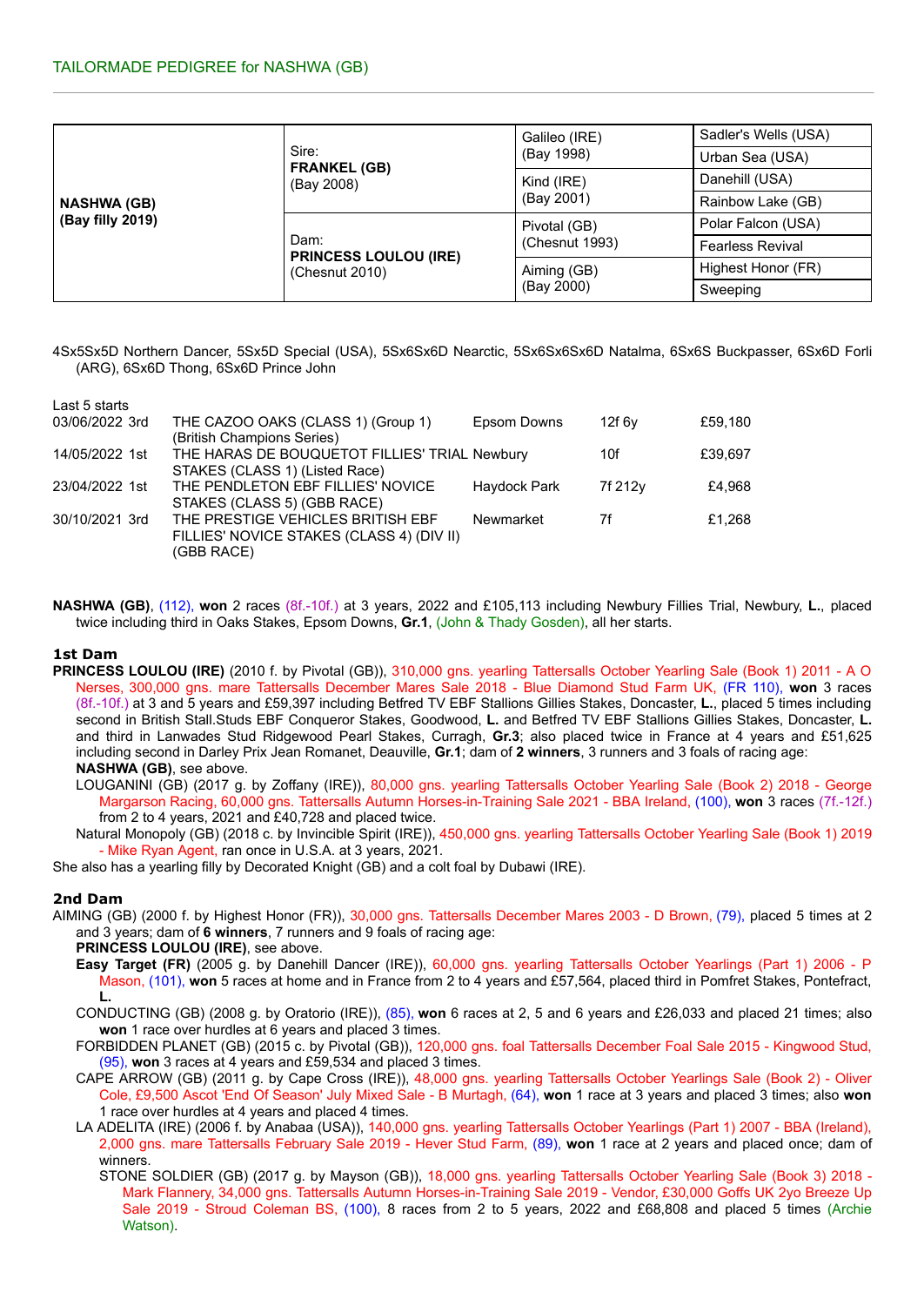## TAILORMADE PEDIGREE for NASHWA (GB)

| | | | |
|---|---|---|---|
| **NASHWA (GB)** (Bay filly 2019) | Sire: **FRANKEL (GB)** (Bay 2008) | Galileo (IRE) (Bay 1998) | Sadler's Wells (USA) |
| | | | Urban Sea (USA) |
| | | Kind (IRE) (Bay 2001) | Danehill (USA) |
| | | | Rainbow Lake (GB) |
| | Dam: **PRINCESS LOULOU (IRE)** (Chesnut 2010) | Pivotal (GB) (Chesnut 1993) | Polar Falcon (USA) |
| | | | Fearless Revival |
| | | Aiming (GB) (Bay 2000) | Highest Honor (FR) |
| | | | Sweeping |

4Sx5Sx5D Northern Dancer, 5Sx5D Special (USA), 5Sx6Sx6D Nearctic, 5Sx6Sx6Sx6D Natalma, 6Sx6S Buckpasser, 6Sx6D Forli (ARG), 6Sx6D Thong, 6Sx6D Prince John

Last 5 starts

| | | | | |
|---|---|---|---|---|
| 03/06/2022 3rd | THE CAZOO OAKS (CLASS 1) (Group 1) (British Champions Series) | Epsom Downs | 12f 6y | £59,180 |
| 14/05/2022 1st | THE HARAS DE BOUQUETOT FILLIES' TRIAL STAKES (CLASS 1) (Listed Race) | Newbury | 10f | £39,697 |
| 23/04/2022 1st | THE PENDLETON EBF FILLIES' NOVICE STAKES (CLASS 5) (GBB RACE) | Haydock Park | 7f 212y | £4,968 |
| 30/10/2021 3rd | THE PRESTIGE VEHICLES BRITISH EBF FILLIES' NOVICE STAKES (CLASS 4) (DIV II) (GBB RACE) | Newmarket | 7f | £1,268 |

**NASHWA (GB)**, (112), **won** 2 races (8f.-10f.) at 3 years, 2022 and £105,113 including Newbury Fillies Trial, Newbury, **L.**, placed twice including third in Oaks Stakes, Epsom Downs, **Gr.1**, (John & Thady Gosden), all her starts.

### 1st Dam

**PRINCESS LOULOU (IRE)** (2010 f. by Pivotal (GB)), 310,000 gns. yearling Tattersalls October Yearling Sale (Book 1) 2011 - A O Nerses, 300,000 gns. mare Tattersalls December Mares Sale 2018 - Blue Diamond Stud Farm UK, (FR 110), **won** 3 races (8f.-10f.) at 3 and 5 years and £59,397 including Betfred TV EBF Stallions Gillies Stakes, Doncaster, **L.**, placed 5 times including second in British Stall.Studs EBF Conqueror Stakes, Goodwood, **L.** and Betfred TV EBF Stallions Gillies Stakes, Doncaster, **L.** and third in Lanwades Stud Ridgewood Pearl Stakes, Curragh, **Gr.3**; also placed twice in France at 4 years and £51,625 including second in Darley Prix Jean Romanet, Deauville, **Gr.1**; dam of **2 winners**, 3 runners and 3 foals of racing age:

**NASHWA (GB)**, see above.

LOUGANINI (GB) (2017 g. by Zoffany (IRE)), 80,000 gns. yearling Tattersalls October Yearling Sale (Book 2) 2018 - George Margarson Racing, 60,000 gns. Tattersalls Autumn Horses-in-Training Sale 2021 - BBA Ireland, (100), **won** 3 races (7f.-12f.) from 2 to 4 years, 2021 and £40,728 and placed twice.

Natural Monopoly (GB) (2018 c. by Invincible Spirit (IRE)), 450,000 gns. yearling Tattersalls October Yearling Sale (Book 1) 2019 - Mike Ryan Agent, ran once in U.S.A. at 3 years, 2021.

She also has a yearling filly by Decorated Knight (GB) and a colt foal by Dubawi (IRE).

### 2nd Dam

AIMING (GB) (2000 f. by Highest Honor (FR)), 30,000 gns. Tattersalls December Mares 2003 - D Brown, (79), placed 5 times at 2 and 3 years; dam of **6 winners**, 7 runners and 9 foals of racing age:

**PRINCESS LOULOU (IRE)**, see above.

**Easy Target (FR)** (2005 g. by Danehill Dancer (IRE)), 60,000 gns. yearling Tattersalls October Yearlings (Part 1) 2006 - P Mason, (101), **won** 5 races at home and in France from 2 to 4 years and £57,564, placed third in Pomfret Stakes, Pontefract, **L.**

CONDUCTING (GB) (2008 g. by Oratorio (IRE)), (85), **won** 6 races at 2, 5 and 6 years and £26,033 and placed 21 times; also **won** 1 race over hurdles at 6 years and placed 3 times.

FORBIDDEN PLANET (GB) (2015 c. by Pivotal (GB)), 120,000 gns. foal Tattersalls December Foal Sale 2015 - Kingwood Stud, (95), **won** 3 races at 4 years and £59,534 and placed 3 times.

CAPE ARROW (GB) (2011 g. by Cape Cross (IRE)), 48,000 gns. yearling Tattersalls October Yearlings Sale (Book 2) - Oliver Cole, £9,500 Ascot 'End Of Season' July Mixed Sale - B Murtagh, (64), **won** 1 race at 3 years and placed 3 times; also **won** 1 race over hurdles at 4 years and placed 4 times.

LA ADELITA (IRE) (2006 f. by Anabaa (USA)), 140,000 gns. yearling Tattersalls October Yearlings (Part 1) 2007 - BBA (Ireland), 2,000 gns. mare Tattersalls February Sale 2019 - Hever Stud Farm, (89), **won** 1 race at 2 years and placed once; dam of winners.

STONE SOLDIER (GB) (2017 g. by Mayson (GB)), 18,000 gns. yearling Tattersalls October Yearling Sale (Book 3) 2018 - Mark Flannery, 34,000 gns. Tattersalls Autumn Horses-in-Training Sale 2019 - Vendor, £30,000 Goffs UK 2yo Breeze Up Sale 2019 - Stroud Coleman BS, (100), 8 races from 2 to 5 years, 2022 and £68,808 and placed 5 times (Archie Watson).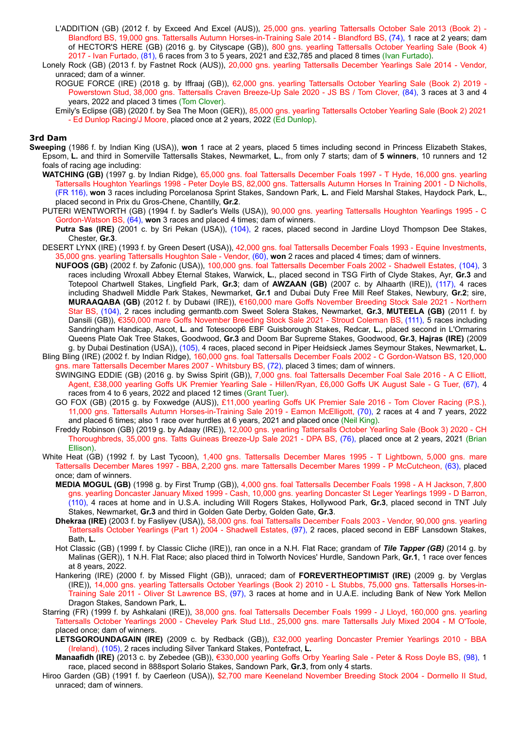L'ADDITION (GB) (2012 f. by Exceed And Excel (AUS)), 25,000 gns. yearling Tattersalls October Sale 2013 (Book 2) - Blandford BS, 19,000 gns. Tattersalls Autumn Horses-in-Training Sale 2014 - Blandford BS, (74), 1 race at 2 years; dam of HECTOR'S HERE (GB) (2016 g. by Cityscape (GB)), 800 gns. yearling Tattersalls October Yearling Sale (Book 4) 2017 - Ivan Furtado, (81), 6 races from 3 to 5 years, 2021 and £32,785 and placed 8 times (Ivan Furtado).

Lonely Rock (GB) (2013 f. by Fastnet Rock (AUS)), 20,000 gns. yearling Tattersalls December Yearlings Sale 2014 - Vendor, unraced; dam of a winner.

ROGUE FORCE (IRE) (2018 g. by Iffraaj (GB)), 62,000 gns. yearling Tattersalls October Yearling Sale (Book 2) 2019 - Powerstown Stud, 38,000 gns. Tattersalls Craven Breeze-Up Sale 2020 - JS BS / Tom Clover, (84), 3 races at 3 and 4 years, 2022 and placed 3 times (Tom Clover).

Emily's Eclipse (GB) (2020 f. by Sea The Moon (GER)), 85,000 gns. yearling Tattersalls October Yearling Sale (Book 2) 2021 - Ed Dunlop Racing/J Moore, placed once at 2 years, 2022 (Ed Dunlop).

### 3rd Dam

**Sweeping** (1986 f. by Indian King (USA)), **won** 1 race at 2 years, placed 5 times including second in Princess Elizabeth Stakes, Epsom, **L.** and third in Somerville Tattersalls Stakes, Newmarket, **L.**, from only 7 starts; dam of **5 winners**, 10 runners and 12 foals of racing age including:

**WATCHING (GB)** (1997 g. by Indian Ridge), 65,000 gns. foal Tattersalls December Foals 1997 - T Hyde, 16,000 gns. yearling Tattersalls Houghton Yearlings 1998 - Peter Doyle BS, 82,000 gns. Tattersalls Autumn Horses In Training 2001 - D Nicholls, (FR 116), **won** 3 races including Porcelanosa Sprint Stakes, Sandown Park, **L.** and Field Marshal Stakes, Haydock Park, **L.**, placed second in Prix du Gros-Chene, Chantilly, **Gr.2**.

PUTERI WENTWORTH (GB) (1994 f. by Sadler's Wells (USA)), 90,000 gns. yearling Tattersalls Houghton Yearlings 1995 - C Gordon-Watson BS, (64), **won** 3 races and placed 4 times; dam of winners.

**Putra Sas (IRE)** (2001 c. by Sri Pekan (USA)), (104), 2 races, placed second in Jardine Lloyd Thompson Dee Stakes, Chester, **Gr.3**.

DESERT LYNX (IRE) (1993 f. by Green Desert (USA)), 42,000 gns. foal Tattersalls December Foals 1993 - Equine Investments, 35,000 gns. yearling Tattersalls Houghton Sale - Vendor, (60), **won** 2 races and placed 4 times; dam of winners.

**NUFOOS (GB)** (2002 f. by Zafonic (USA)), 100,000 gns. foal Tattersalls December Foals 2002 - Shadwell Estates, (104), 3 races including Wroxall Abbey Eternal Stakes, Warwick, **L.**, placed second in TSG Firth of Clyde Stakes, Ayr, **Gr.3** and Totepool Chartwell Stakes, Lingfield Park, **Gr.3**; dam of **AWZAAN (GB)** (2007 c. by Alhaarth (IRE)), (117), 4 races including Shadwell Middle Park Stakes, Newmarket, **Gr.1** and Dubai Duty Free Mill Reef Stakes, Newbury, **Gr.2**; sire, **MURAAQABA (GB)** (2012 f. by Dubawi (IRE)), €160,000 mare Goffs November Breeding Stock Sale 2021 - Northern Star BS, (104), 2 races including germantb.com Sweet Solera Stakes, Newmarket, **Gr.3**, **MUTEELA (GB)** (2011 f. by Dansili (GB)), €350,000 mare Goffs November Breeding Stock Sale 2021 - Stroud Coleman BS, (111), 5 races including Sandringham Handicap, Ascot, **L.** and Totescoop6 EBF Guisborough Stakes, Redcar, **L.**, placed second in L'Ormarins Queens Plate Oak Tree Stakes, Goodwood, **Gr.3** and Doom Bar Supreme Stakes, Goodwood, **Gr.3**, **Hajras (IRE)** (2009 g. by Dubai Destination (USA)), (105), 4 races, placed second in Piper Heidsieck James Seymour Stakes, Newmarket, **L.**

Bling Bling (IRE) (2002 f. by Indian Ridge), 160,000 gns. foal Tattersalls December Foals 2002 - C Gordon-Watson BS, 120,000 gns. mare Tattersalls December Mares 2007 - Whitsbury BS, (72), placed 3 times; dam of winners.

SWINGING EDDIE (GB) (2016 g. by Swiss Spirit (GB)), 7,000 gns. foal Tattersalls December Foal Sale 2016 - A C Elliott, Agent, £38,000 yearling Goffs UK Premier Yearling Sale - Hillen/Ryan, £6,000 Goffs UK August Sale - G Tuer, (67), 4 races from 4 to 6 years, 2022 and placed 12 times (Grant Tuer).

GO FOX (GB) (2015 g. by Foxwedge (AUS)), £11,000 yearling Goffs UK Premier Sale 2016 - Tom Clover Racing (P.S.), 11,000 gns. Tattersalls Autumn Horses-in-Training Sale 2019 - Eamon McElligott, (70), 2 races at 4 and 7 years, 2022 and placed 6 times; also 1 race over hurdles at 6 years, 2021 and placed once (Neil King).

Freddy Robinson (GB) (2019 g. by Adaay (IRE)), 12,000 gns. yearling Tattersalls October Yearling Sale (Book 3) 2020 - CH Thoroughbreds, 35,000 gns. Tatts Guineas Breeze-Up Sale 2021 - DPA BS, (76), placed once at 2 years, 2021 (Brian Ellison).

White Heat (GB) (1992 f. by Last Tycoon), 1,400 gns. Tattersalls December Mares 1995 - T Lightbown, 5,000 gns. mare Tattersalls December Mares 1997 - BBA, 2,200 gns. mare Tattersalls December Mares 1999 - P McCutcheon, (63), placed once; dam of winners.

**MEDIA MOGUL (GB)** (1998 g. by First Trump (GB)), 4,000 gns. foal Tattersalls December Foals 1998 - A H Jackson, 7,800 gns. yearling Doncaster January Mixed 1999 - Cash, 10,000 gns. yearling Doncaster St Leger Yearlings 1999 - D Barron, (110), 4 races at home and in U.S.A. including Will Rogers Stakes, Hollywood Park, **Gr.3**, placed second in TNT July Stakes, Newmarket, **Gr.3** and third in Golden Gate Derby, Golden Gate, **Gr.3**.

**Dhekraa (IRE)** (2003 f. by Fasliyev (USA)), 58,000 gns. foal Tattersalls December Foals 2003 - Vendor, 90,000 gns. yearling Tattersalls October Yearlings (Part 1) 2004 - Shadwell Estates, (97), 2 races, placed second in EBF Lansdown Stakes, Bath, **L.**

Hot Classic (GB) (1999 f. by Classic Cliche (IRE)), ran once in a N.H. Flat Race; grandam of ***Tile Tapper (GB)*** (2014 g. by Malinas (GER)), 1 N.H. Flat Race; also placed third in Tolworth Novices' Hurdle, Sandown Park, **Gr.1**, 1 race over fences at 8 years, 2022.

Hankering (IRE) (2000 f. by Missed Flight (GB)), unraced; dam of **FOREVERTHEOPTIMIST (IRE)** (2009 g. by Verglas (IRE)), 14,000 gns. yearling Tattersalls October Yearlings (Book 2) 2010 - L Stubbs, 75,000 gns. Tattersalls Horses-in-Training Sale 2011 - Oliver St Lawrence BS, (97), 3 races at home and in U.A.E. including Bank of New York Mellon Dragon Stakes, Sandown Park, **L.**

Starring (FR) (1999 f. by Ashkalani (IRE)), 38,000 gns. foal Tattersalls December Foals 1999 - J Lloyd, 160,000 gns. yearling Tattersalls October Yearlings 2000 - Cheveley Park Stud Ltd., 25,000 gns. mare Tattersalls July Mixed 2004 - M O'Toole, placed once; dam of winners.

**LETSGOROUNDAGAIN (IRE)** (2009 c. by Redback (GB)), £32,000 yearling Doncaster Premier Yearlings 2010 - BBA (Ireland), (105), 2 races including Silver Tankard Stakes, Pontefract, **L.**

**Manaafidh (IRE)** (2013 c. by Zebedee (GB)), €330,000 yearling Goffs Orby Yearling Sale - Peter & Ross Doyle BS, (98), 1 race, placed second in 888sport Solario Stakes, Sandown Park, **Gr.3**, from only 4 starts.

Hiroo Garden (GB) (1991 f. by Caerleon (USA)), $2,700 mare Keeneland November Breeding Stock 2004 - Dormello II Stud, unraced; dam of winners.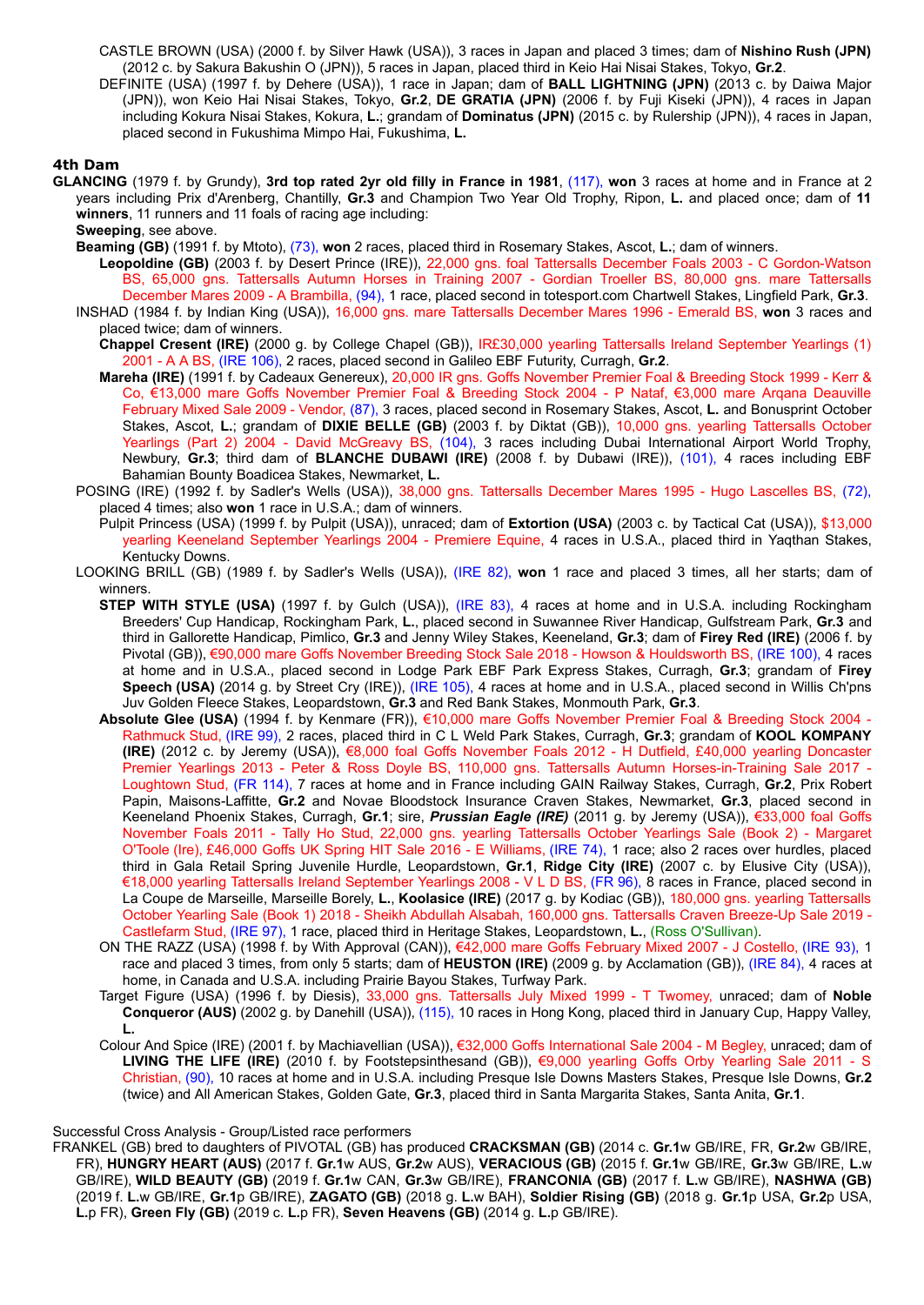CASTLE BROWN (USA) (2000 f. by Silver Hawk (USA)), 3 races in Japan and placed 3 times; dam of **Nishino Rush (JPN)** (2012 c. by Sakura Bakushin O (JPN)), 5 races in Japan, placed third in Keio Hai Nisai Stakes, Tokyo, **Gr.2**.

DEFINITE (USA) (1997 f. by Dehere (USA)), 1 race in Japan; dam of **BALL LIGHTNING (JPN)** (2013 c. by Daiwa Major (JPN)), won Keio Hai Nisai Stakes, Tokyo, **Gr.2**, **DE GRATIA (JPN)** (2006 f. by Fuji Kiseki (JPN)), 4 races in Japan including Kokura Nisai Stakes, Kokura, **L.**; grandam of **Dominatus (JPN)** (2015 c. by Rulership (JPN)), 4 races in Japan, placed second in Fukushima Mimpo Hai, Fukushima, **L.**

#### 4th Dam

**GLANCING** (1979 f. by Grundy), **3rd top rated 2yr old filly in France in 1981**, (117), **won** 3 races at home and in France at 2 years including Prix d'Arenberg, Chantilly, **Gr.3** and Champion Two Year Old Trophy, Ripon, **L.** and placed once; dam of **11 winners**, 11 runners and 11 foals of racing age including:

**Sweeping**, see above.

**Beaming (GB)** (1991 f. by Mtoto), (73), **won** 2 races, placed third in Rosemary Stakes, Ascot, **L.**; dam of winners.

**Leopoldine (GB)** (2003 f. by Desert Prince (IRE)), 22,000 gns. foal Tattersalls December Foals 2003 - C Gordon-Watson BS, 65,000 gns. Tattersalls Autumn Horses in Training 2007 - Gordian Troeller BS, 80,000 gns. mare Tattersalls December Mares 2009 - A Brambilla, (94), 1 race, placed second in totesport.com Chartwell Stakes, Lingfield Park, **Gr.3**.

INSHAD (1984 f. by Indian King (USA)), 16,000 gns. mare Tattersalls December Mares 1996 - Emerald BS, **won** 3 races and placed twice; dam of winners.

**Chappel Cresent (IRE)** (2000 g. by College Chapel (GB)), IR£30,000 yearling Tattersalls Ireland September Yearlings (1) 2001 - A A BS, (IRE 106), 2 races, placed second in Galileo EBF Futurity, Curragh, **Gr.2**.

**Mareha (IRE)** (1991 f. by Cadeaux Genereux), 20,000 IR gns. Goffs November Premier Foal & Breeding Stock 1999 - Kerr & Co, €13,000 mare Goffs November Premier Foal & Breeding Stock 2004 - P Nataf, €3,000 mare Arqana Deauville February Mixed Sale 2009 - Vendor, (87), 3 races, placed second in Rosemary Stakes, Ascot, **L.** and Bonusprint October Stakes, Ascot, **L.**; grandam of **DIXIE BELLE (GB)** (2003 f. by Diktat (GB)), 10,000 gns. yearling Tattersalls October Yearlings (Part 2) 2004 - David McGreavy BS, (104), 3 races including Dubai International Airport World Trophy, Newbury, **Gr.3**; third dam of **BLANCHE DUBAWI (IRE)** (2008 f. by Dubawi (IRE)), (101), 4 races including EBF Bahamian Bounty Boadicea Stakes, Newmarket, **L.**

POSING (IRE) (1992 f. by Sadler's Wells (USA)), 38,000 gns. Tattersalls December Mares 1995 - Hugo Lascelles BS, (72), placed 4 times; also **won** 1 race in U.S.A.; dam of winners.

Pulpit Princess (USA) (1999 f. by Pulpit (USA)), unraced; dam of **Extortion (USA)** (2003 c. by Tactical Cat (USA)), $13,000 yearling Keeneland September Yearlings 2004 - Premiere Equine, 4 races in U.S.A., placed third in Yaqthan Stakes, Kentucky Downs.

LOOKING BRILL (GB) (1989 f. by Sadler's Wells (USA)), (IRE 82), **won** 1 race and placed 3 times, all her starts; dam of winners.

**STEP WITH STYLE (USA)** (1997 f. by Gulch (USA)), (IRE 83), 4 races at home and in U.S.A. including Rockingham Breeders' Cup Handicap, Rockingham Park, **L.**, placed second in Suwannee River Handicap, Gulfstream Park, **Gr.3** and third in Gallorette Handicap, Pimlico, **Gr.3** and Jenny Wiley Stakes, Keeneland, **Gr.3**; dam of **Firey Red (IRE)** (2006 f. by Pivotal (GB)), €90,000 mare Goffs November Breeding Stock Sale 2018 - Howson & Houldsworth BS, (IRE 100), 4 races at home and in U.S.A., placed second in Lodge Park EBF Park Express Stakes, Curragh, **Gr.3**; grandam of **Firey Speech (USA)** (2014 g. by Street Cry (IRE)), (IRE 105), 4 races at home and in U.S.A., placed second in Willis Ch'pns Juv Golden Fleece Stakes, Leopardstown, **Gr.3** and Red Bank Stakes, Monmouth Park, **Gr.3**.

**Absolute Glee (USA)** (1994 f. by Kenmare (FR)), €10,000 mare Goffs November Premier Foal & Breeding Stock 2004 - Rathmuck Stud, (IRE 99), 2 races, placed third in C L Weld Park Stakes, Curragh, **Gr.3**; grandam of **KOOL KOMPANY (IRE)** (2012 c. by Jeremy (USA)), €8,000 foal Goffs November Foals 2012 - H Dutfield, £40,000 yearling Doncaster Premier Yearlings 2013 - Peter & Ross Doyle BS, 110,000 gns. Tattersalls Autumn Horses-in-Training Sale 2017 - Loughtown Stud, (FR 114), 7 races at home and in France including GAIN Railway Stakes, Curragh, **Gr.2**, Prix Robert Papin, Maisons-Laffitte, **Gr.2** and Novae Bloodstock Insurance Craven Stakes, Newmarket, **Gr.3**, placed second in Keeneland Phoenix Stakes, Curragh, **Gr.1**; sire, ***Prussian Eagle (IRE)*** (2011 g. by Jeremy (USA)), €33,000 foal Goffs November Foals 2011 - Tally Ho Stud, 22,000 gns. yearling Tattersalls October Yearlings Sale (Book 2) - Margaret O'Toole (Ire), £46,000 Goffs UK Spring HIT Sale 2016 - E Williams, (IRE 74), 1 race; also 2 races over hurdles, placed third in Gala Retail Spring Juvenile Hurdle, Leopardstown, **Gr.1**, **Ridge City (IRE)** (2007 c. by Elusive City (USA)), €18,000 yearling Tattersalls Ireland September Yearlings 2008 - V L D BS, (FR 96), 8 races in France, placed second in La Coupe de Marseille, Marseille Borely, **L.**, **Koolasice (IRE)** (2017 g. by Kodiac (GB)), 180,000 gns. yearling Tattersalls October Yearling Sale (Book 1) 2018 - Sheikh Abdullah Alsabah, 160,000 gns. Tattersalls Craven Breeze-Up Sale 2019 - Castlefarm Stud, (IRE 97), 1 race, placed third in Heritage Stakes, Leopardstown, **L.**, (Ross O'Sullivan).

ON THE RAZZ (USA) (1998 f. by With Approval (CAN)), €42,000 mare Goffs February Mixed 2007 - J Costello, (IRE 93), 1 race and placed 3 times, from only 5 starts; dam of **HEUSTON (IRE)** (2009 g. by Acclamation (GB)), (IRE 84), 4 races at home, in Canada and U.S.A. including Prairie Bayou Stakes, Turfway Park.

Target Figure (USA) (1996 f. by Diesis), 33,000 gns. Tattersalls July Mixed 1999 - T Twomey, unraced; dam of **Noble Conqueror (AUS)** (2002 g. by Danehill (USA)), (115), 10 races in Hong Kong, placed third in January Cup, Happy Valley, **L.**

Colour And Spice (IRE) (2001 f. by Machiavellian (USA)), €32,000 Goffs International Sale 2004 - M Begley, unraced; dam of **LIVING THE LIFE (IRE)** (2010 f. by Footstepsinthesand (GB)), €9,000 yearling Goffs Orby Yearling Sale 2011 - S Christian, (90), 10 races at home and in U.S.A. including Presque Isle Downs Masters Stakes, Presque Isle Downs, **Gr.2** (twice) and All American Stakes, Golden Gate, **Gr.3**, placed third in Santa Margarita Stakes, Santa Anita, **Gr.1**.

Successful Cross Analysis - Group/Listed race performers

FRANKEL (GB) bred to daughters of PIVOTAL (GB) has produced **CRACKSMAN (GB)** (2014 c. **Gr.1**w GB/IRE, FR, **Gr.2**w GB/IRE, FR), **HUNGRY HEART (AUS)** (2017 f. **Gr.1**w AUS, **Gr.2**w AUS), **VERACIOUS (GB)** (2015 f. **Gr.1**w GB/IRE, **Gr.3**w GB/IRE, **L.**w GB/IRE), **WILD BEAUTY (GB)** (2019 f. **Gr.1**w CAN, **Gr.3**w GB/IRE), **FRANCONIA (GB)** (2017 f. **L.**w GB/IRE), **NASHWA (GB)** (2019 f. **L.**w GB/IRE, **Gr.1**p GB/IRE), **ZAGATO (GB)** (2018 g. **L.**w BAH), **Soldier Rising (GB)** (2018 g. **Gr.1**p USA, **Gr.2**p USA, **L.**p FR), **Green Fly (GB)** (2019 c. **L.**p FR), **Seven Heavens (GB)** (2014 g. **L.**p GB/IRE).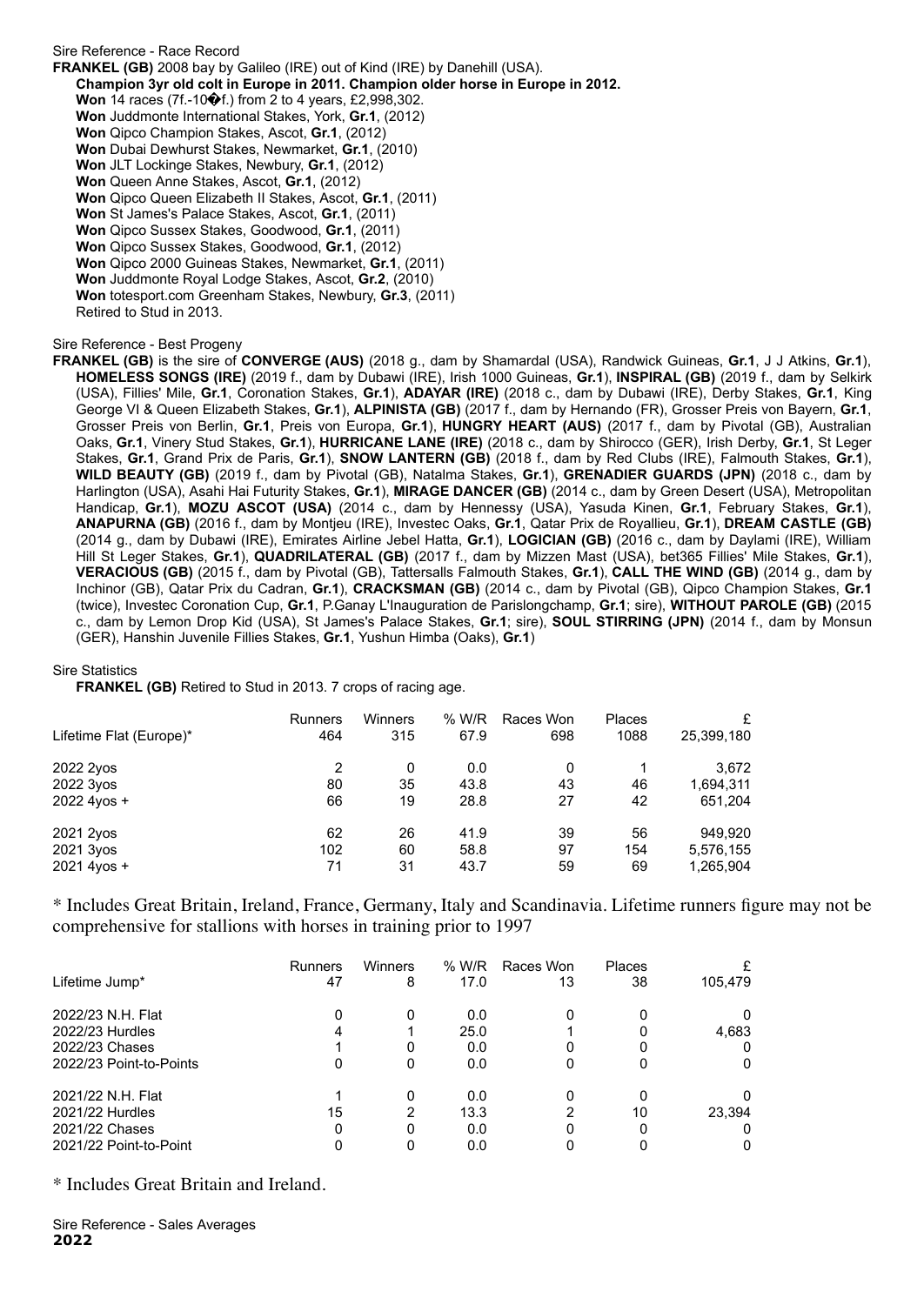Sire Reference - Race Record

**FRANKEL (GB)** 2008 bay by Galileo (IRE) out of Kind (IRE) by Danehill (USA).

**Champion 3yr old colt in Europe in 2011. Champion older horse in Europe in 2012.**

**Won** 14 races (7f.-10�f.) from 2 to 4 years, £2,998,302.
**Won** Juddmonte International Stakes, York, **Gr.1**, (2012)
**Won** Qipco Champion Stakes, Ascot, **Gr.1**, (2012)
**Won** Dubai Dewhurst Stakes, Newmarket, **Gr.1**, (2010)
**Won** JLT Lockinge Stakes, Newbury, **Gr.1**, (2012)
**Won** Queen Anne Stakes, Ascot, **Gr.1**, (2012)
**Won** Qipco Queen Elizabeth II Stakes, Ascot, **Gr.1**, (2011)
**Won** St James's Palace Stakes, Ascot, **Gr.1**, (2011)
**Won** Qipco Sussex Stakes, Goodwood, **Gr.1**, (2011)
**Won** Qipco Sussex Stakes, Goodwood, **Gr.1**, (2012)
**Won** Qipco 2000 Guineas Stakes, Newmarket, **Gr.1**, (2011)
**Won** Juddmonte Royal Lodge Stakes, Ascot, **Gr.2**, (2010)
**Won** totesport.com Greenham Stakes, Newbury, **Gr.3**, (2011)
Retired to Stud in 2013.

Sire Reference - Best Progeny

**FRANKEL (GB)** is the sire of **CONVERGE (AUS)** (2018 g., dam by Shamardal (USA), Randwick Guineas, **Gr.1**, J J Atkins, **Gr.1**), **HOMELESS SONGS (IRE)** (2019 f., dam by Dubawi (IRE), Irish 1000 Guineas, **Gr.1**), **INSPIRAL (GB)** (2019 f., dam by Selkirk (USA), Fillies' Mile, **Gr.1**, Coronation Stakes, **Gr.1**), **ADAYAR (IRE)** (2018 c., dam by Dubawi (IRE), Derby Stakes, **Gr.1**, King George VI & Queen Elizabeth Stakes, **Gr.1**), **ALPINISTA (GB)** (2017 f., dam by Hernando (FR), Grosser Preis von Bayern, **Gr.1**, Grosser Preis von Berlin, **Gr.1**, Preis von Europa, **Gr.1**), **HUNGRY HEART (AUS)** (2017 f., dam by Pivotal (GB), Australian Oaks, **Gr.1**, Vinery Stud Stakes, **Gr.1**), **HURRICANE LANE (IRE)** (2018 c., dam by Shirocco (GER), Irish Derby, **Gr.1**, St Leger Stakes, **Gr.1**, Grand Prix de Paris, **Gr.1**), **SNOW LANTERN (GB)** (2018 f., dam by Red Clubs (IRE), Falmouth Stakes, **Gr.1**), **WILD BEAUTY (GB)** (2019 f., dam by Pivotal (GB), Natalma Stakes, **Gr.1**), **GRENADIER GUARDS (JPN)** (2018 c., dam by Harlington (USA), Asahi Hai Futurity Stakes, **Gr.1**), **MIRAGE DANCER (GB)** (2014 c., dam by Green Desert (USA), Metropolitan Handicap, **Gr.1**), **MOZU ASCOT (USA)** (2014 c., dam by Hennessy (USA), Yasuda Kinen, **Gr.1**, February Stakes, **Gr.1**), **ANAPURNA (GB)** (2016 f., dam by Montjeu (IRE), Investec Oaks, **Gr.1**, Qatar Prix de Royallieu, **Gr.1**), **DREAM CASTLE (GB)** (2014 g., dam by Dubawi (IRE), Emirates Airline Jebel Hatta, **Gr.1**), **LOGICIAN (GB)** (2016 c., dam by Daylami (IRE), William Hill St Leger Stakes, **Gr.1**), **QUADRILATERAL (GB)** (2017 f., dam by Mizzen Mast (USA), bet365 Fillies' Mile Stakes, **Gr.1**), **VERACIOUS (GB)** (2015 f., dam by Pivotal (GB), Tattersalls Falmouth Stakes, **Gr.1**), **CALL THE WIND (GB)** (2014 g., dam by Inchinor (GB), Qatar Prix du Cadran, **Gr.1**), **CRACKSMAN (GB)** (2014 c., dam by Pivotal (GB), Qipco Champion Stakes, **Gr.1** (twice), Investec Coronation Cup, **Gr.1**, P.Ganay L'Inauguration de Parislongchamp, **Gr.1**; sire), **WITHOUT PAROLE (GB)** (2015 c., dam by Lemon Drop Kid (USA), St James's Palace Stakes, **Gr.1**; sire), **SOUL STIRRING (JPN)** (2014 f., dam by Monsun (GER), Hanshin Juvenile Fillies Stakes, **Gr.1**, Yushun Himba (Oaks), **Gr.1**)

Sire Statistics

**FRANKEL (GB)** Retired to Stud in 2013. 7 crops of racing age.

| Lifetime Flat (Europe)* | Runners | Winners | % W/R | Races Won | Places | £ |
|---|---|---|---|---|---|---|
| | 464 | 315 | 67.9 | 698 | 1088 | 25,399,180 |
| 2022 2yos | 2 | 0 | 0.0 | 0 | 1 | 3,672 |
| 2022 3yos | 80 | 35 | 43.8 | 43 | 46 | 1,694,311 |
| 2022 4yos + | 66 | 19 | 28.8 | 27 | 42 | 651,204 |
| 2021 2yos | 62 | 26 | 41.9 | 39 | 56 | 949,920 |
| 2021 3yos | 102 | 60 | 58.8 | 97 | 154 | 5,576,155 |
| 2021 4yos + | 71 | 31 | 43.7 | 59 | 69 | 1,265,904 |

* Includes Great Britain, Ireland, France, Germany, Italy and Scandinavia. Lifetime runners figure may not be comprehensive for stallions with horses in training prior to 1997

| Lifetime Jump* | Runners | Winners | % W/R | Races Won | Places | £ |
|---|---|---|---|---|---|---|
| | 47 | 8 | 17.0 | 13 | 38 | 105,479 |
| 2022/23 N.H. Flat | 0 | 0 | 0.0 | 0 | 0 | 0 |
| 2022/23 Hurdles | 4 | 1 | 25.0 | 1 | 0 | 4,683 |
| 2022/23 Chases | 1 | 0 | 0.0 | 0 | 0 | 0 |
| 2022/23 Point-to-Points | 0 | 0 | 0.0 | 0 | 0 | 0 |
| 2021/22 N.H. Flat | 1 | 0 | 0.0 | 0 | 0 | 0 |
| 2021/22 Hurdles | 15 | 2 | 13.3 | 2 | 10 | 23,394 |
| 2021/22 Chases | 0 | 0 | 0.0 | 0 | 0 | 0 |
| 2021/22 Point-to-Point | 0 | 0 | 0.0 | 0 | 0 | 0 |

* Includes Great Britain and Ireland.

Sire Reference - Sales Averages

**2022**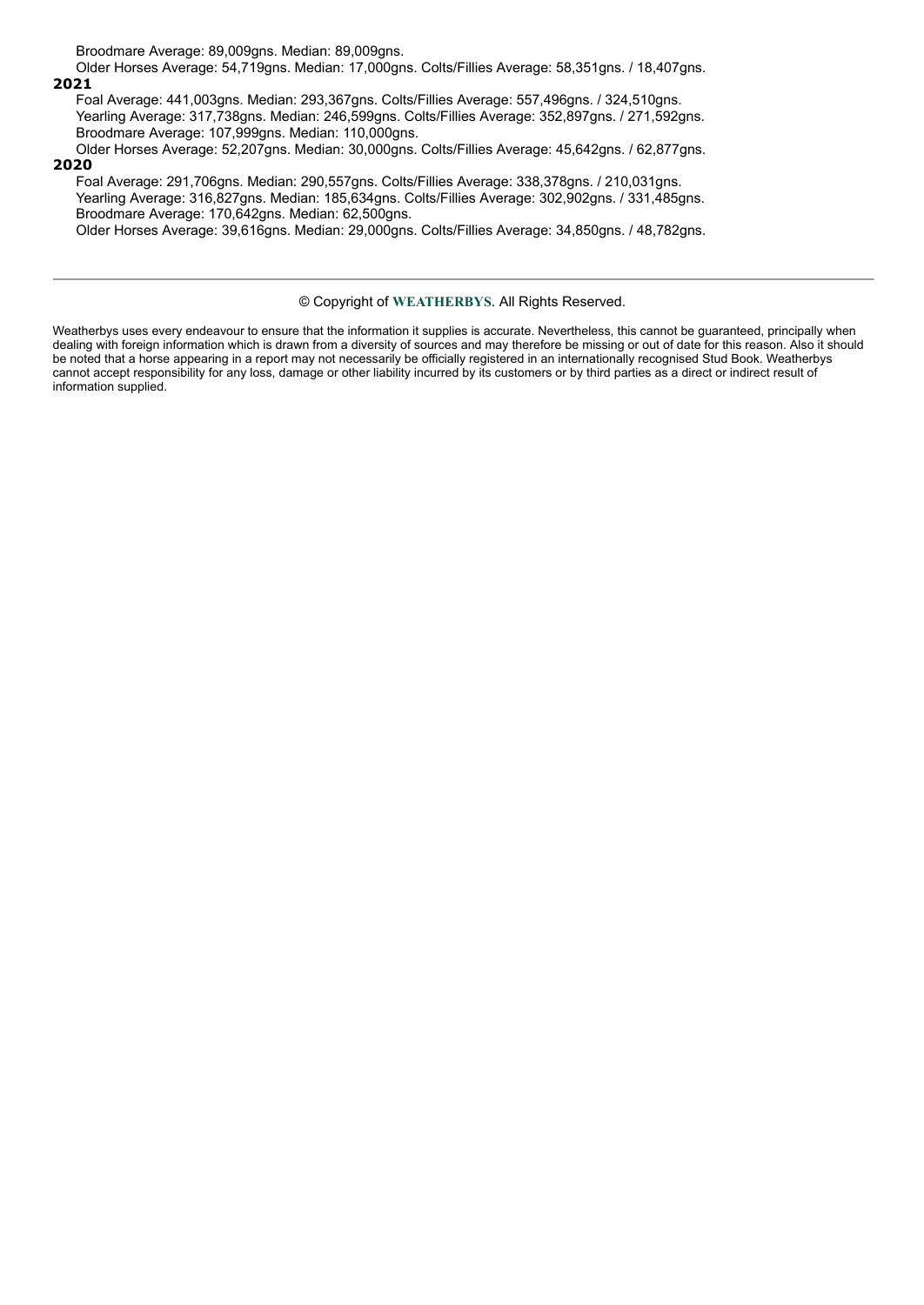Broodmare Average: 89,009gns. Median: 89,009gns.
Older Horses Average: 54,719gns. Median: 17,000gns. Colts/Fillies Average: 58,351gns. / 18,407gns.

**2021**

Foal Average: 441,003gns. Median: 293,367gns. Colts/Fillies Average: 557,496gns. / 324,510gns.
Yearling Average: 317,738gns. Median: 246,599gns. Colts/Fillies Average: 352,897gns. / 271,592gns.
Broodmare Average: 107,999gns. Median: 110,000gns.
Older Horses Average: 52,207gns. Median: 30,000gns. Colts/Fillies Average: 45,642gns. / 62,877gns.

**2020**

Foal Average: 291,706gns. Median: 290,557gns. Colts/Fillies Average: 338,378gns. / 210,031gns.
Yearling Average: 316,827gns. Median: 185,634gns. Colts/Fillies Average: 302,902gns. / 331,485gns.
Broodmare Average: 170,642gns. Median: 62,500gns.
Older Horses Average: 39,616gns. Median: 29,000gns. Colts/Fillies Average: 34,850gns. / 48,782gns.

---

© Copyright of **WEATHERBYS**. All Rights Reserved.

Weatherbys uses every endeavour to ensure that the information it supplies is accurate. Nevertheless, this cannot be guaranteed, principally when dealing with foreign information which is drawn from a diversity of sources and may therefore be missing or out of date for this reason. Also it should be noted that a horse appearing in a report may not necessarily be officially registered in an internationally recognised Stud Book. Weatherbys cannot accept responsibility for any loss, damage or other liability incurred by its customers or by third parties as a direct or indirect result of information supplied.